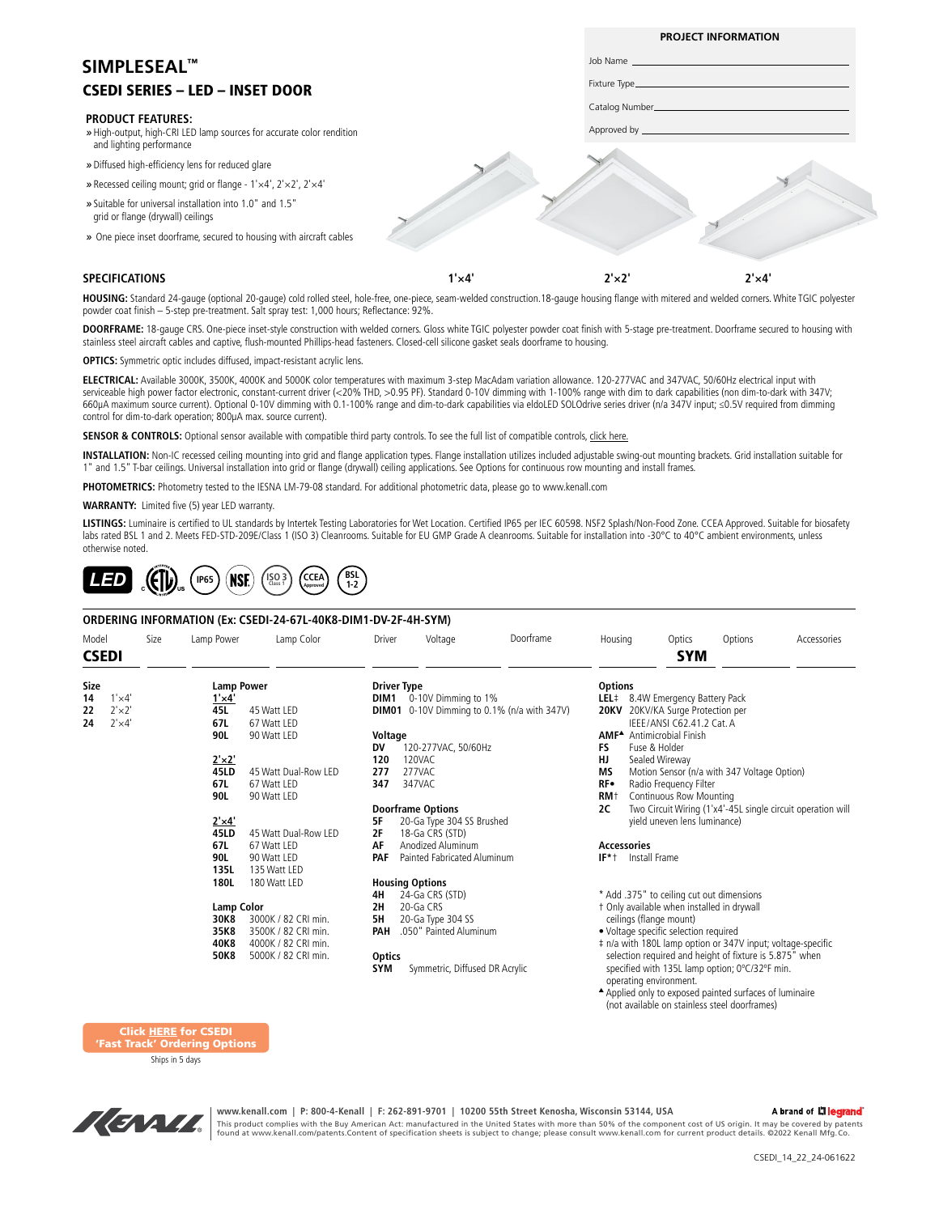# SIMPLESEAL™

## CSEDI SERIES – LED – INSET DOOR

**PROJECT INFORMATION**

Job Name ____________________

Fixture Type ____________________

Catalog Number ____________________

Approved by ____________________

### PRODUCT FEATURES:

» High-output, high-CRI LED lamp sources for accurate color rendition and lighting performance

» Diffused high-efficiency lens for reduced glare

» Recessed ceiling mount; grid or flange - 1'×4', 2'×2', 2'×4'

» Suitable for universal installation into 1.0" and 1.5" grid or flange (drywall) ceilings

» One piece inset doorframe, secured to housing with aircraft cables

1'×4' 2'×2' 2'×4'

### SPECIFICATIONS

**HOUSING:** Standard 24-gauge (optional 20-gauge) cold rolled steel, hole-free, one-piece, seam-welded construction.18-gauge housing flange with mitered and welded corners. White TGIC polyester powder coat finish – 5-step pre-treatment. Salt spray test: 1,000 hours; Reflectance: 92%.

**DOORFRAME:** 18-gauge CRS. One-piece inset-style construction with welded corners. Gloss white TGIC polyester powder coat finish with 5-stage pre-treatment. Doorframe secured to housing with stainless steel aircraft cables and captive, flush-mounted Phillips-head fasteners. Closed-cell silicone gasket seals doorframe to housing.

**OPTICS:** Symmetric optic includes diffused, impact-resistant acrylic lens.

**ELECTRICAL:** Available 3000K, 3500K, 4000K and 5000K color temperatures with maximum 3-step MacAdam variation allowance. 120-277VAC and 347VAC, 50/60Hz electrical input with serviceable high power factor electronic, constant-current driver (<20% THD, >0.95 PF). Standard 0-10V dimming with 1-100% range with dim to dark capabilities (non dim-to-dark with 347V; 660µA maximum source current). Optional 0-10V dimming with 0.1-100% range and dim-to-dark capabilities via eldoLED SOLOdrive series driver (n/a 347V input; ≤0.5V required from dimming control for dim-to-dark operation; 800µA max. source current).

**SENSOR & CONTROLS:** Optional sensor available with compatible third party controls. To see the full list of compatible controls, click here.

**INSTALLATION:** Non-IC recessed ceiling mounting into grid and flange application types. Flange installation utilizes included adjustable swing-out mounting brackets. Grid installation suitable for 1" and 1.5" T-bar ceilings. Universal installation into grid or flange (drywall) ceiling applications. See Options for continuous row mounting and install frames.

**PHOTOMETRICS:** Photometry tested to the IESNA LM-79-08 standard. For additional photometric data, please go to www.kenall.com

**WARRANTY:** Limited five (5) year LED warranty.

**LISTINGS:** Luminaire is certified to UL standards by Intertek Testing Laboratories for Wet Location. Certified IP65 per IEC 60598. NSF2 Splash/Non-Food Zone. CCEA Approved. Suitable for biosafety labs rated BSL 1 and 2. Meets FED-STD-209E/Class 1 (ISO 3) Cleanrooms. Suitable for EU GMP Grade A cleanrooms. Suitable for installation into -30°C to 40°C ambient environments, unless otherwise noted.

LED | ETL | IP65 | NSF | ISO 3 Class 1 | CCEA Approved | BSL 1-2

### ORDERING INFORMATION (Ex: CSEDI-24-67L-40K8-DIM1-DV-2F-4H-SYM)

| Model | Size | Lamp Power | Lamp Color | Driver | Voltage | Doorframe | Housing | Optics | Options | Accessories |
|---|---|---|---|---|---|---|---|---|---|---|
| **CSEDI** | | | | | | | | **SYM** | | |

**Size**
- **14** 1'×4'
- **22** 2'×2'
- **24** 2'×4'

**Lamp Power**

1'×4'
- **45L** 45 Watt LED
- **67L** 67 Watt LED
- **90L** 90 Watt LED

2'×2'
- **45LD** 45 Watt Dual-Row LED
- **67L** 67 Watt LED
- **90L** 90 Watt LED

2'×4'
- **45LD** 45 Watt Dual-Row LED
- **67L** 67 Watt LED
- **90L** 90 Watt LED
- **135L** 135 Watt LED
- **180L** 180 Watt LED

**Lamp Color**
- **30K8** 3000K / 82 CRI min.
- **35K8** 3500K / 82 CRI min.
- **40K8** 4000K / 82 CRI min.
- **50K8** 5000K / 82 CRI min.

**Driver Type**
- **DIM1** 0-10V Dimming to 1%
- **DIM01** 0-10V Dimming to 0.1% (n/a with 347V)

**Voltage**
- **DV** 120-277VAC, 50/60Hz
- **120** 120VAC
- **277** 277VAC
- **347** 347VAC

**Doorframe Options**
- **5F** 20-Ga Type 304 SS Brushed
- **2F** 18-Ga CRS (STD)
- **AF** Anodized Aluminum
- **PAF** Painted Fabricated Aluminum

**Housing Options**
- **4H** 24-Ga CRS (STD)
- **2H** 20-Ga CRS
- **5H** 20-Ga Type 304 SS
- **PAH** .050" Painted Aluminum

**Optics**
- **SYM** Symmetric, Diffused DR Acrylic

**Options**
- **LEL‡** 8.4W Emergency Battery Pack
- **20KV** 20KV/KA Surge Protection per IEEE/ANSI C62.41.2 Cat. A
- **AMF▲** Antimicrobial Finish
- **FS** Fuse & Holder
- **HJ** Sealed Wireway
- **MS** Motion Sensor (n/a with 347 Voltage Option)
- **RF•** Radio Frequency Filter
- **RM†** Continuous Row Mounting
- **2C** Two Circuit Wiring (1'x4'-45L single circuit operation will yield uneven lens luminance)

**Accessories**
- **IF*†** Install Frame

\* Add .375" to ceiling cut out dimensions
† Only available when installed in drywall ceilings (flange mount)
• Voltage specific selection required
‡ n/a with 180L lamp option or 347V input; voltage-specific selection required and height of fixture is 5.875" when specified with 135L lamp option; 0°C/32°F min. operating environment.
▲ Applied only to exposed painted surfaces of luminaire (not available on stainless steel doorframes)

**Click HERE for CSEDI 'Fast Track' Ordering Options**
Ships in 5 days

www.kenall.com | P: 800-4-Kenall | F: 262-891-9701 | 10200 55th Street Kenosha, Wisconsin 53144, USA

A brand of legrand

This product complies with the Buy American Act: manufactured in the United States with more than 50% of the component cost of US origin. It may be covered by patents found at www.kenall.com/patents.Content of specification sheets is subject to change; please consult www.kenall.com for current product details. ©2022 Kenall Mfg.Co.

CSEDI_14_22_24-061622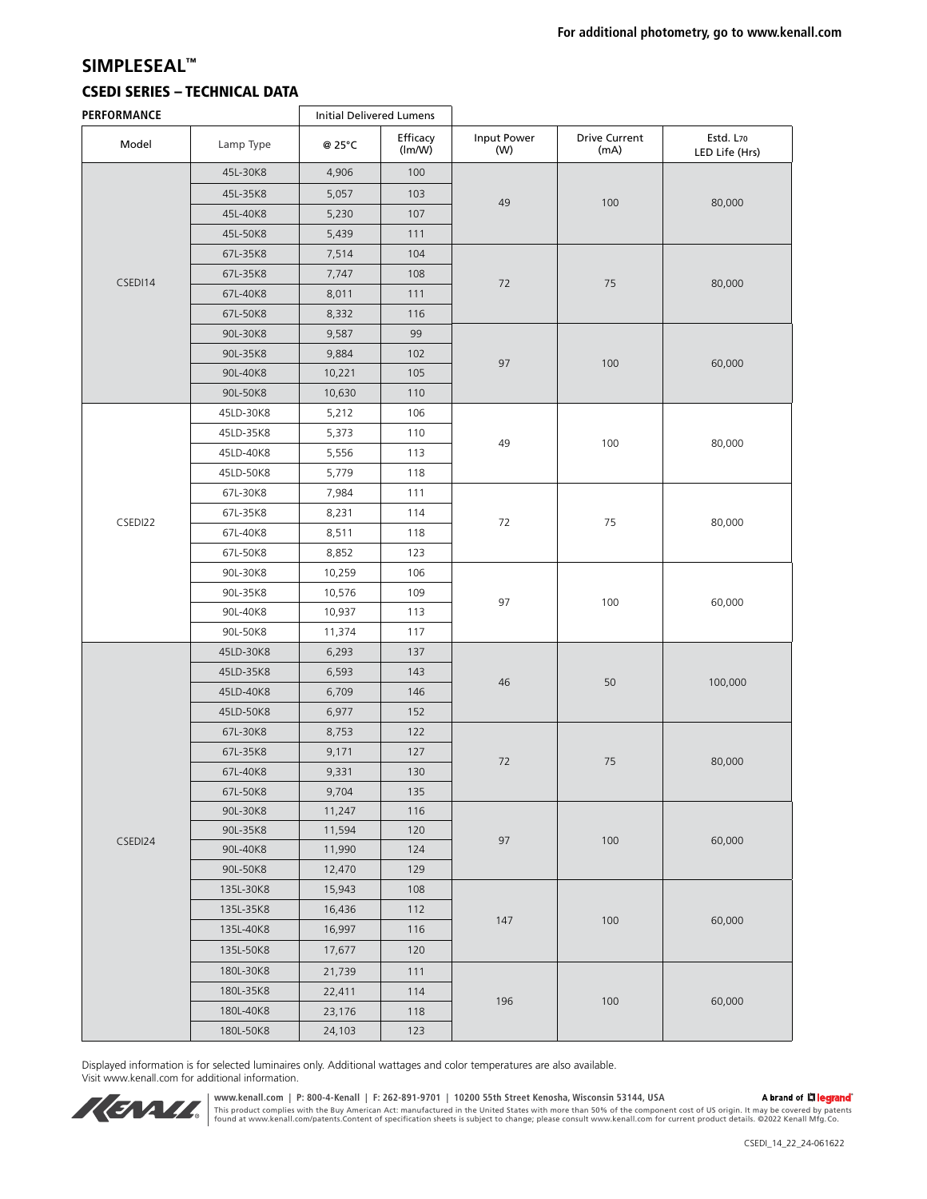For additional photometry, go to www.kenall.com

# SIMPLESEAL™

## CSEDI SERIES – TECHNICAL DATA

**PERFORMANCE**

| Model | Lamp Type | Initial Delivered Lumens @ 25°C | Efficacy (lm/W) | Input Power (W) | Drive Current (mA) | Estd. $L_{70}$ LED Life (Hrs) |
|---|---|---|---|---|---|---|
| CSEDI14 | 45L-30K8 | 4,906 | 100 | 49 | 100 | 80,000 |
| | 45L-35K8 | 5,057 | 103 | | | |
| | 45L-40K8 | 5,230 | 107 | | | |
| | 45L-50K8 | 5,439 | 111 | | | |
| | 67L-35K8 | 7,514 | 104 | 72 | 75 | 80,000 |
| | 67L-35K8 | 7,747 | 108 | | | |
| | 67L-40K8 | 8,011 | 111 | | | |
| | 67L-50K8 | 8,332 | 116 | | | |
| | 90L-30K8 | 9,587 | 99 | 97 | 100 | 60,000 |
| | 90L-35K8 | 9,884 | 102 | | | |
| | 90L-40K8 | 10,221 | 105 | | | |
| | 90L-50K8 | 10,630 | 110 | | | |
| CSEDI22 | 45LD-30K8 | 5,212 | 106 | 49 | 100 | 80,000 |
| | 45LD-35K8 | 5,373 | 110 | | | |
| | 45LD-40K8 | 5,556 | 113 | | | |
| | 45LD-50K8 | 5,779 | 118 | | | |
| | 67L-30K8 | 7,984 | 111 | 72 | 75 | 80,000 |
| | 67L-35K8 | 8,231 | 114 | | | |
| | 67L-40K8 | 8,511 | 118 | | | |
| | 67L-50K8 | 8,852 | 123 | | | |
| | 90L-30K8 | 10,259 | 106 | 97 | 100 | 60,000 |
| | 90L-35K8 | 10,576 | 109 | | | |
| | 90L-40K8 | 10,937 | 113 | | | |
| | 90L-50K8 | 11,374 | 117 | | | |
| CSEDI24 | 45LD-30K8 | 6,293 | 137 | 46 | 50 | 100,000 |
| | 45LD-35K8 | 6,593 | 143 | | | |
| | 45LD-40K8 | 6,709 | 146 | | | |
| | 45LD-50K8 | 6,977 | 152 | | | |
| | 67L-30K8 | 8,753 | 122 | 72 | 75 | 80,000 |
| | 67L-35K8 | 9,171 | 127 | | | |
| | 67L-40K8 | 9,331 | 130 | | | |
| | 67L-50K8 | 9,704 | 135 | | | |
| | 90L-30K8 | 11,247 | 116 | 97 | 100 | 60,000 |
| | 90L-35K8 | 11,594 | 120 | | | |
| | 90L-40K8 | 11,990 | 124 | | | |
| | 90L-50K8 | 12,470 | 129 | | | |
| | 135L-30K8 | 15,943 | 108 | 147 | 100 | 60,000 |
| | 135L-35K8 | 16,436 | 112 | | | |
| | 135L-40K8 | 16,997 | 116 | | | |
| | 135L-50K8 | 17,677 | 120 | | | |
| | 180L-30K8 | 21,739 | 111 | 196 | 100 | 60,000 |
| | 180L-35K8 | 22,411 | 114 | | | |
| | 180L-40K8 | 23,176 | 118 | | | |
| | 180L-50K8 | 24,103 | 123 | | | |

Displayed information is for selected luminaires only. Additional wattages and color temperatures are also available.
Visit www.kenall.com for additional information.

www.kenall.com | P: 800-4-Kenall | F: 262-891-9701 | 10200 55th Street Kenosha, Wisconsin 53144, USA

A brand of legrand

This product complies with the Buy American Act: manufactured in the United States with more than 50% of the component cost of US origin. It may be covered by patents found at www.kenall.com/patents.Content of specification sheets is subject to change; please consult www.kenall.com for current product details. ©2022 Kenall Mfg.Co.

CSEDI_14_22_24-061622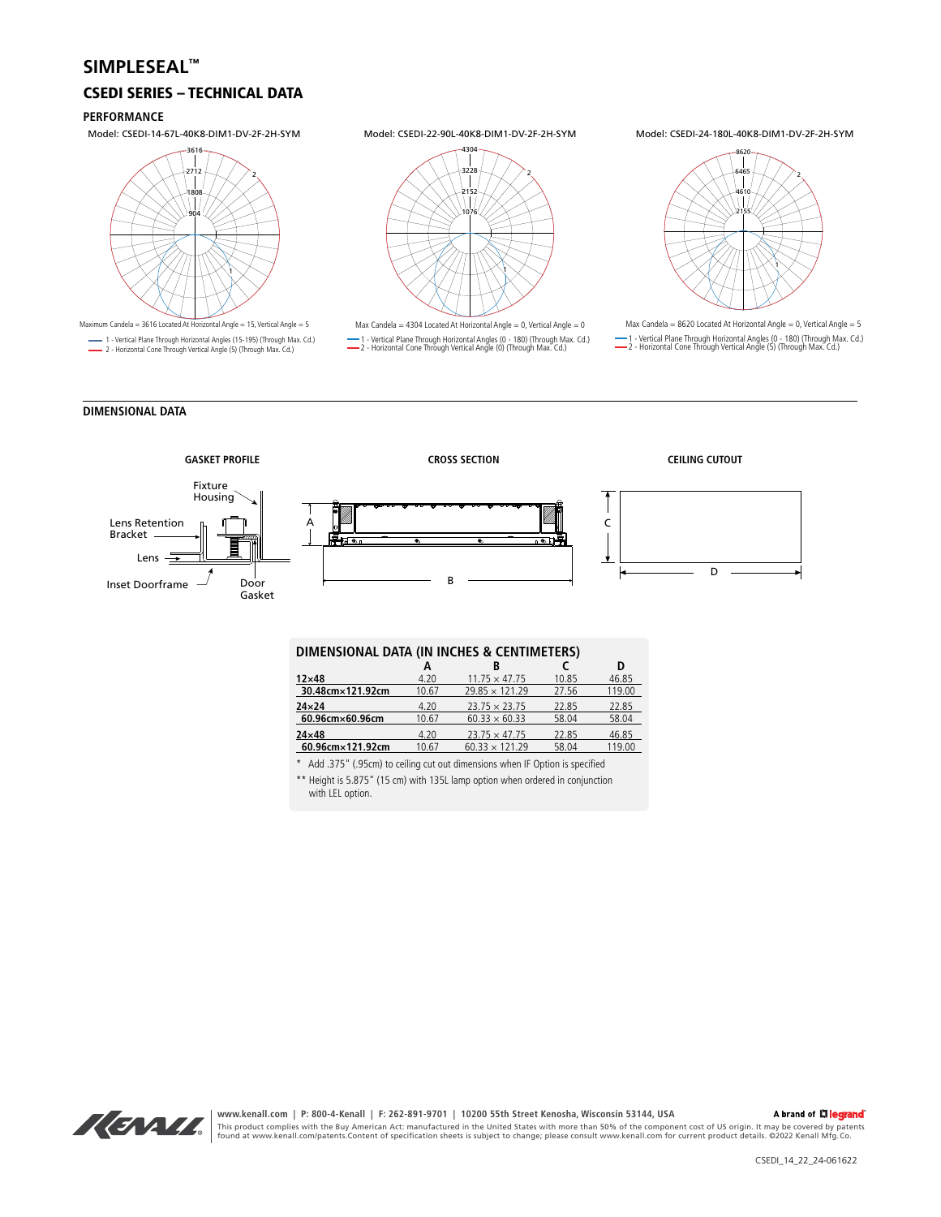# SIMPLESEAL™

## CSEDI SERIES – TECHNICAL DATA

### PERFORMANCE

Model: CSEDI-14-67L-40K8-DIM1-DV-2F-2H-SYM

3616
2712
1808
904
2
1

Maximum Candela = 3616 Located At Horizontal Angle = 15, Vertical Angle = 5

1 - Vertical Plane Through Horizontal Angles (15-195) (Through Max. Cd.)
2 - Horizontal Cone Through Vertical Angle (5) (Through Max. Cd.)

Model: CSEDI-22-90L-40K8-DIM1-DV-2F-2H-SYM

4304
3228
2152
1076
2
1

Max Candela = 4304 Located At Horizontal Angle = 0, Vertical Angle = 0

1 - Vertical Plane Through Horizontal Angles (0 - 180) (Through Max. Cd.)
2 - Horizontal Cone Through Vertical Angle (0) (Through Max. Cd.)

Model: CSEDI-24-180L-40K8-DIM1-DV-2F-2H-SYM

8620
6465
4610
2155
2
1

Max Candela = 8620 Located At Horizontal Angle = 0, Vertical Angle = 5

1 - Vertical Plane Through Horizontal Angles (0 - 180) (Through Max. Cd.)
2 - Horizontal Cone Through Vertical Angle (5) (Through Max. Cd.)

### DIMENSIONAL DATA

GASKET PROFILE

Fixture Housing
Lens Retention Bracket
Lens
Inset Doorframe
Door Gasket

CROSS SECTION

A
B

CEILING CUTOUT

C
D

| DIMENSIONAL DATA (IN INCHES & CENTIMETERS) | A | B | C | D |
|---|---|---|---|---|
| **12×48** | 4.20 | 11.75 × 47.75 | 10.85 | 46.85 |
| **30.48cm×121.92cm** | 10.67 | 29.85 × 121.29 | 27.56 | 119.00 |
| **24×24** | 4.20 | 23.75 × 23.75 | 22.85 | 22.85 |
| **60.96cm×60.96cm** | 10.67 | 60.33 × 60.33 | 58.04 | 58.04 |
| **24×48** | 4.20 | 23.75 × 47.75 | 22.85 | 46.85 |
| **60.96cm×121.92cm** | 10.67 | 60.33 × 121.29 | 58.04 | 119.00 |

\* Add .375" (.95cm) to ceiling cut out dimensions when IF Option is specified

\*\* Height is 5.875" (15 cm) with 135L lamp option when ordered in conjunction with LEL option.

www.kenall.com | P: 800-4-Kenall | F: 262-891-9701 | 10200 55th Street Kenosha, Wisconsin 53144, USA

A brand of legrand

This product complies with the Buy American Act: manufactured in the United States with more than 50% of the component cost of US origin. It may be covered by patents found at www.kenall.com/patents.Content of specification sheets is subject to change; please consult www.kenall.com for current product details. ©2022 Kenall Mfg.Co.

CSEDI_14_22_24-061622